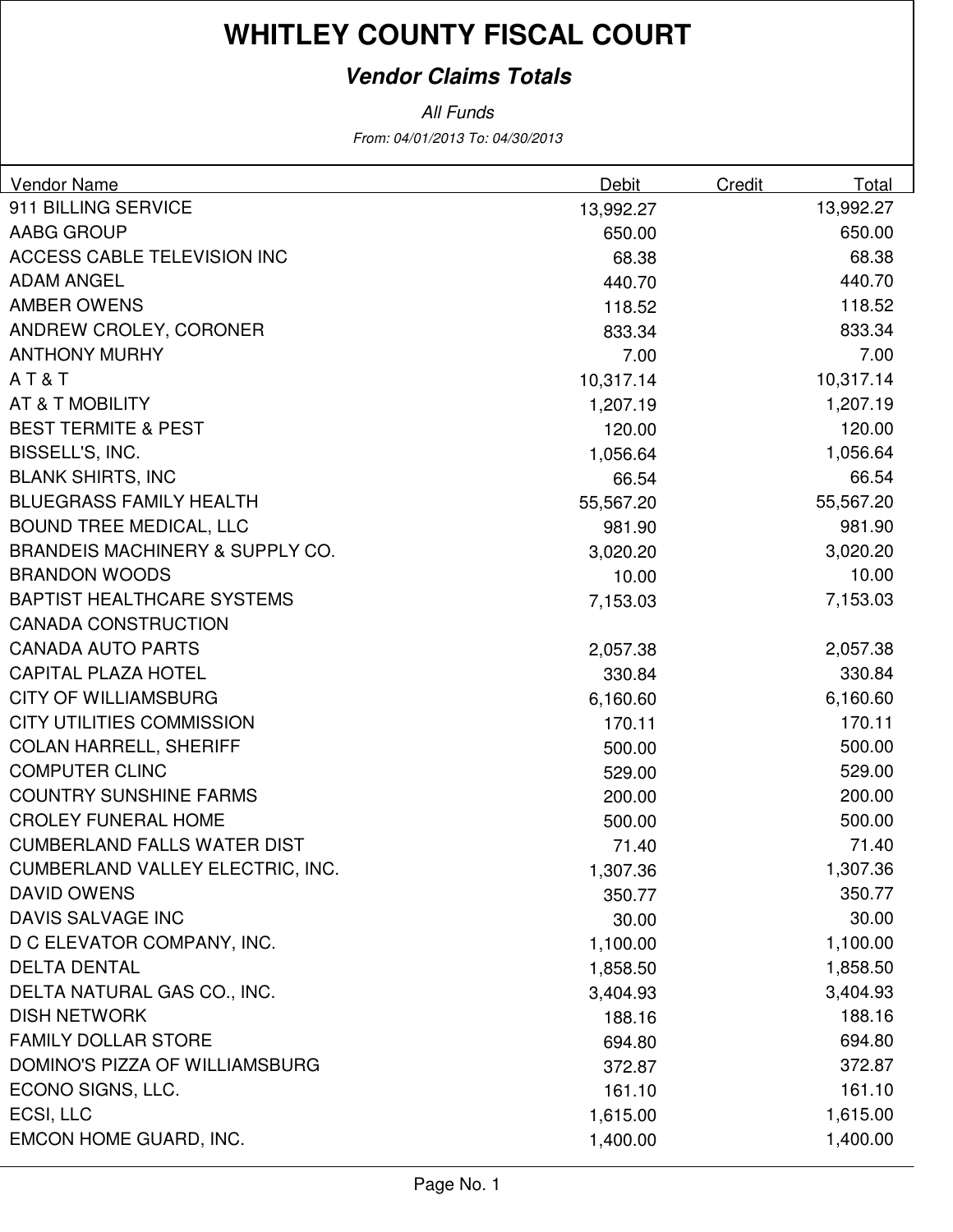# WHITLEY COUNTY FISCAL COURT

## *Vendor Claims Totals*

*All Funds*

*From: 04/01/2013 To: 04/30/2013*

| Vendor Name | Debit | Credit | Total |
|---|---|---|---|
| 911 BILLING SERVICE | 13,992.27 | | 13,992.27 |
| AABG GROUP | 650.00 | | 650.00 |
| ACCESS CABLE TELEVISION INC | 68.38 | | 68.38 |
| ADAM ANGEL | 440.70 | | 440.70 |
| AMBER OWENS | 118.52 | | 118.52 |
| ANDREW CROLEY, CORONER | 833.34 | | 833.34 |
| ANTHONY MURHY | 7.00 | | 7.00 |
| A T & T | 10,317.14 | | 10,317.14 |
| AT & T MOBILITY | 1,207.19 | | 1,207.19 |
| BEST TERMITE & PEST | 120.00 | | 120.00 |
| BISSELL'S, INC. | 1,056.64 | | 1,056.64 |
| BLANK SHIRTS, INC | 66.54 | | 66.54 |
| BLUEGRASS FAMILY HEALTH | 55,567.20 | | 55,567.20 |
| BOUND TREE MEDICAL, LLC | 981.90 | | 981.90 |
| BRANDEIS MACHINERY & SUPPLY CO. | 3,020.20 | | 3,020.20 |
| BRANDON WOODS | 10.00 | | 10.00 |
| BAPTIST HEALTHCARE SYSTEMS | 7,153.03 | | 7,153.03 |
| CANADA CONSTRUCTION | | | |
| CANADA AUTO PARTS | 2,057.38 | | 2,057.38 |
| CAPITAL PLAZA HOTEL | 330.84 | | 330.84 |
| CITY OF WILLIAMSBURG | 6,160.60 | | 6,160.60 |
| CITY UTILITIES COMMISSION | 170.11 | | 170.11 |
| COLAN HARRELL, SHERIFF | 500.00 | | 500.00 |
| COMPUTER CLINC | 529.00 | | 529.00 |
| COUNTRY SUNSHINE FARMS | 200.00 | | 200.00 |
| CROLEY FUNERAL HOME | 500.00 | | 500.00 |
| CUMBERLAND FALLS WATER DIST | 71.40 | | 71.40 |
| CUMBERLAND VALLEY ELECTRIC, INC. | 1,307.36 | | 1,307.36 |
| DAVID OWENS | 350.77 | | 350.77 |
| DAVIS SALVAGE INC | 30.00 | | 30.00 |
| D C ELEVATOR COMPANY, INC. | 1,100.00 | | 1,100.00 |
| DELTA DENTAL | 1,858.50 | | 1,858.50 |
| DELTA NATURAL GAS CO., INC. | 3,404.93 | | 3,404.93 |
| DISH NETWORK | 188.16 | | 188.16 |
| FAMILY DOLLAR STORE | 694.80 | | 694.80 |
| DOMINO'S PIZZA OF WILLIAMSBURG | 372.87 | | 372.87 |
| ECONO SIGNS, LLC. | 161.10 | | 161.10 |
| ECSI, LLC | 1,615.00 | | 1,615.00 |
| EMCON HOME GUARD, INC. | 1,400.00 | | 1,400.00 |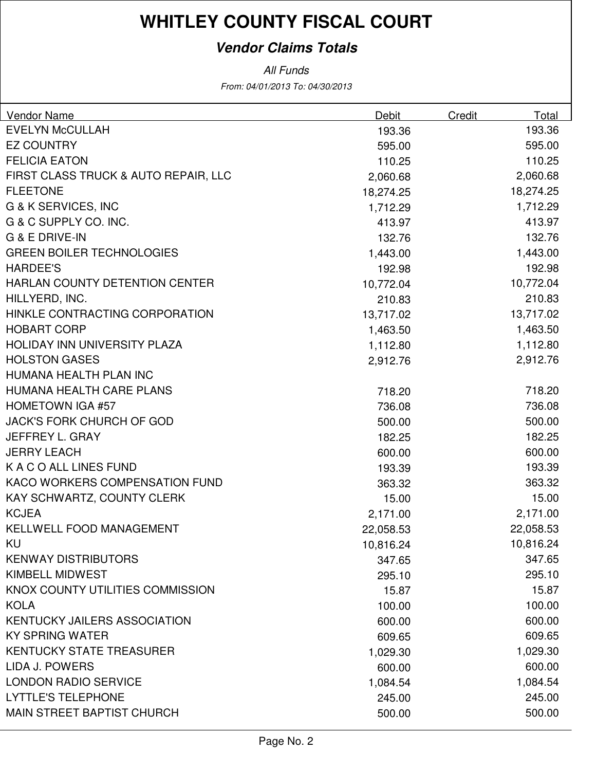# WHITLEY COUNTY FISCAL COURT

## *Vendor Claims Totals*

*All Funds*

*From: 04/01/2013 To: 04/30/2013*

| Vendor Name | Debit | Credit | Total |
|---|---|---|---|
| EVELYN McCULLAH | 193.36 | | 193.36 |
| EZ COUNTRY | 595.00 | | 595.00 |
| FELICIA EATON | 110.25 | | 110.25 |
| FIRST CLASS TRUCK & AUTO REPAIR, LLC | 2,060.68 | | 2,060.68 |
| FLEETONE | 18,274.25 | | 18,274.25 |
| G & K SERVICES, INC | 1,712.29 | | 1,712.29 |
| G & C SUPPLY CO. INC. | 413.97 | | 413.97 |
| G & E DRIVE-IN | 132.76 | | 132.76 |
| GREEN BOILER TECHNOLOGIES | 1,443.00 | | 1,443.00 |
| HARDEE'S | 192.98 | | 192.98 |
| HARLAN COUNTY DETENTION CENTER | 10,772.04 | | 10,772.04 |
| HILLYERD, INC. | 210.83 | | 210.83 |
| HINKLE CONTRACTING CORPORATION | 13,717.02 | | 13,717.02 |
| HOBART CORP | 1,463.50 | | 1,463.50 |
| HOLIDAY INN UNIVERSITY PLAZA | 1,112.80 | | 1,112.80 |
| HOLSTON GASES | 2,912.76 | | 2,912.76 |
| HUMANA HEALTH PLAN INC | | | |
| HUMANA HEALTH CARE PLANS | 718.20 | | 718.20 |
| HOMETOWN IGA #57 | 736.08 | | 736.08 |
| JACK'S FORK CHURCH OF GOD | 500.00 | | 500.00 |
| JEFFREY L. GRAY | 182.25 | | 182.25 |
| JERRY LEACH | 600.00 | | 600.00 |
| K A C O ALL LINES FUND | 193.39 | | 193.39 |
| KACO WORKERS COMPENSATION FUND | 363.32 | | 363.32 |
| KAY SCHWARTZ, COUNTY CLERK | 15.00 | | 15.00 |
| KCJEA | 2,171.00 | | 2,171.00 |
| KELLWELL FOOD MANAGEMENT | 22,058.53 | | 22,058.53 |
| KU | 10,816.24 | | 10,816.24 |
| KENWAY DISTRIBUTORS | 347.65 | | 347.65 |
| KIMBELL MIDWEST | 295.10 | | 295.10 |
| KNOX COUNTY UTILITIES COMMISSION | 15.87 | | 15.87 |
| KOLA | 100.00 | | 100.00 |
| KENTUCKY JAILERS ASSOCIATION | 600.00 | | 600.00 |
| KY SPRING WATER | 609.65 | | 609.65 |
| KENTUCKY STATE TREASURER | 1,029.30 | | 1,029.30 |
| LIDA J. POWERS | 600.00 | | 600.00 |
| LONDON RADIO SERVICE | 1,084.54 | | 1,084.54 |
| LYTTLE'S TELEPHONE | 245.00 | | 245.00 |
| MAIN STREET BAPTIST CHURCH | 500.00 | | 500.00 |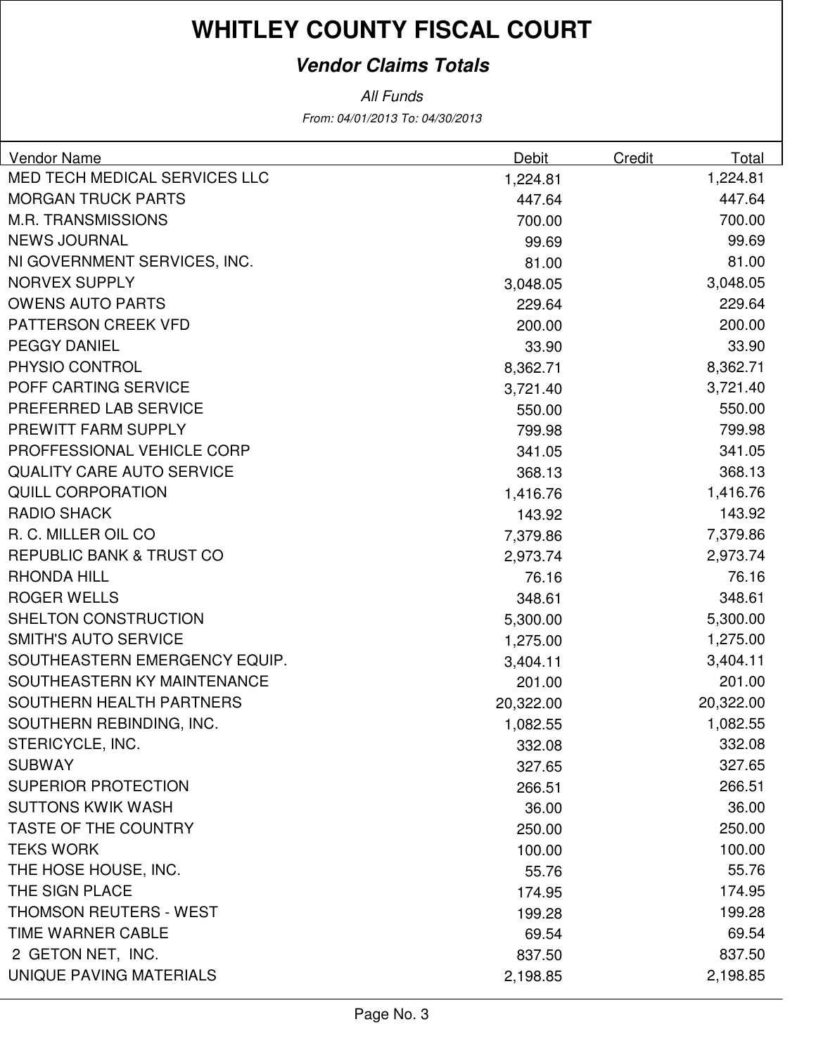# WHITLEY COUNTY FISCAL COURT

## *Vendor Claims Totals*

*All Funds*

*From: 04/01/2013 To: 04/30/2013*

| Vendor Name | Debit | Credit | Total |
|---|---|---|---|
| MED TECH MEDICAL SERVICES LLC | 1,224.81 | | 1,224.81 |
| MORGAN TRUCK PARTS | 447.64 | | 447.64 |
| M.R. TRANSMISSIONS | 700.00 | | 700.00 |
| NEWS JOURNAL | 99.69 | | 99.69 |
| NI GOVERNMENT SERVICES, INC. | 81.00 | | 81.00 |
| NORVEX SUPPLY | 3,048.05 | | 3,048.05 |
| OWENS AUTO PARTS | 229.64 | | 229.64 |
| PATTERSON CREEK VFD | 200.00 | | 200.00 |
| PEGGY DANIEL | 33.90 | | 33.90 |
| PHYSIO CONTROL | 8,362.71 | | 8,362.71 |
| POFF CARTING SERVICE | 3,721.40 | | 3,721.40 |
| PREFERRED LAB SERVICE | 550.00 | | 550.00 |
| PREWITT FARM SUPPLY | 799.98 | | 799.98 |
| PROFFESSIONAL VEHICLE CORP | 341.05 | | 341.05 |
| QUALITY CARE AUTO SERVICE | 368.13 | | 368.13 |
| QUILL CORPORATION | 1,416.76 | | 1,416.76 |
| RADIO SHACK | 143.92 | | 143.92 |
| R. C. MILLER OIL CO | 7,379.86 | | 7,379.86 |
| REPUBLIC BANK & TRUST CO | 2,973.74 | | 2,973.74 |
| RHONDA HILL | 76.16 | | 76.16 |
| ROGER WELLS | 348.61 | | 348.61 |
| SHELTON CONSTRUCTION | 5,300.00 | | 5,300.00 |
| SMITH'S AUTO SERVICE | 1,275.00 | | 1,275.00 |
| SOUTHEASTERN EMERGENCY EQUIP. | 3,404.11 | | 3,404.11 |
| SOUTHEASTERN KY MAINTENANCE | 201.00 | | 201.00 |
| SOUTHERN HEALTH PARTNERS | 20,322.00 | | 20,322.00 |
| SOUTHERN REBINDING, INC. | 1,082.55 | | 1,082.55 |
| STERICYCLE, INC. | 332.08 | | 332.08 |
| SUBWAY | 327.65 | | 327.65 |
| SUPERIOR PROTECTION | 266.51 | | 266.51 |
| SUTTONS KWIK WASH | 36.00 | | 36.00 |
| TASTE OF THE COUNTRY | 250.00 | | 250.00 |
| TEKS WORK | 100.00 | | 100.00 |
| THE HOSE HOUSE, INC. | 55.76 | | 55.76 |
| THE SIGN PLACE | 174.95 | | 174.95 |
| THOMSON REUTERS - WEST | 199.28 | | 199.28 |
| TIME WARNER CABLE | 69.54 | | 69.54 |
| 2 GETON NET, INC. | 837.50 | | 837.50 |
| UNIQUE PAVING MATERIALS | 2,198.85 | | 2,198.85 |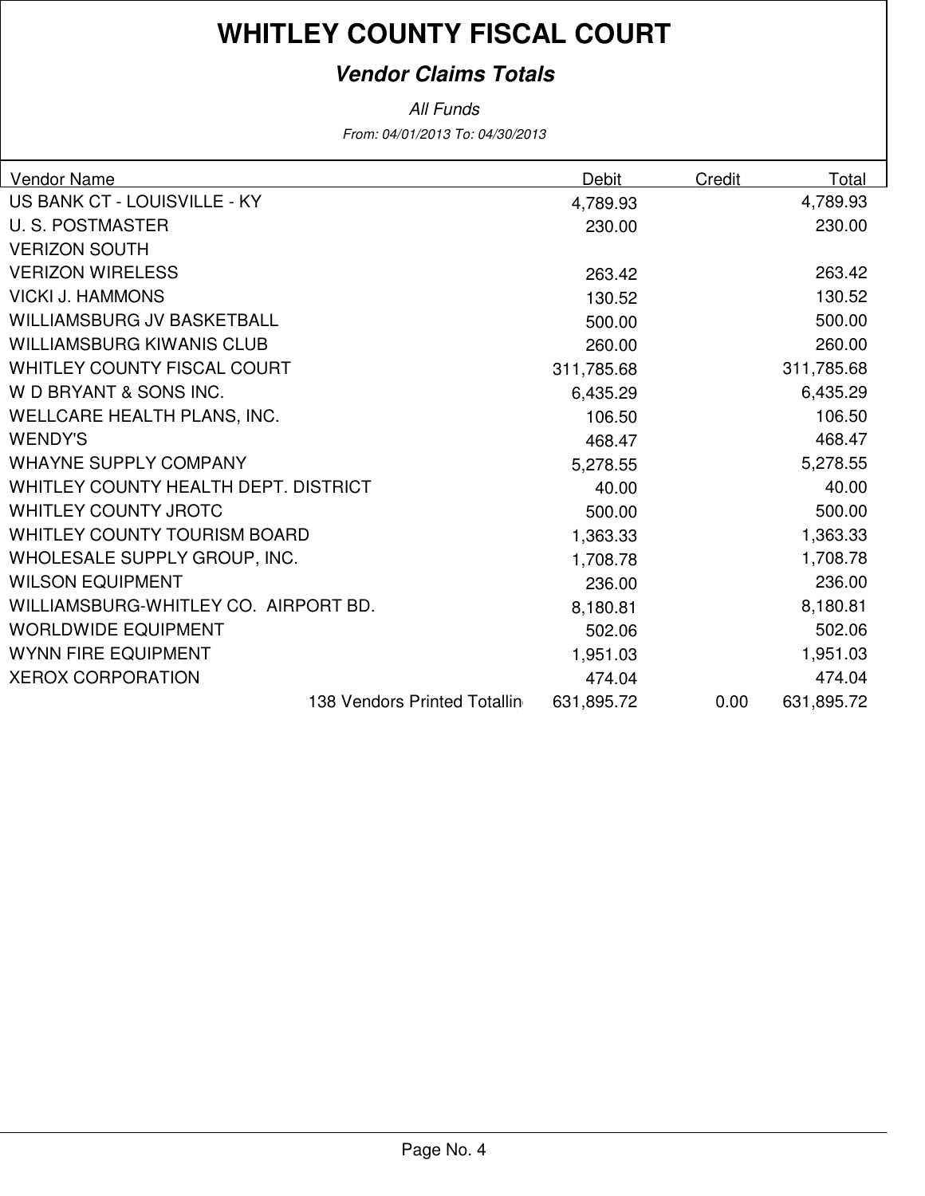# WHITLEY COUNTY FISCAL COURT

## *Vendor Claims Totals*

*All Funds*

*From: 04/01/2013 To: 04/30/2013*

| Vendor Name | Debit | Credit | Total |
|---|---|---|---|
| US BANK CT - LOUISVILLE - KY | 4,789.93 | | 4,789.93 |
| U. S. POSTMASTER | 230.00 | | 230.00 |
| VERIZON SOUTH | | | |
| VERIZON WIRELESS | 263.42 | | 263.42 |
| VICKI J. HAMMONS | 130.52 | | 130.52 |
| WILLIAMSBURG JV BASKETBALL | 500.00 | | 500.00 |
| WILLIAMSBURG KIWANIS CLUB | 260.00 | | 260.00 |
| WHITLEY COUNTY FISCAL COURT | 311,785.68 | | 311,785.68 |
| W D BRYANT & SONS INC. | 6,435.29 | | 6,435.29 |
| WELLCARE HEALTH PLANS, INC. | 106.50 | | 106.50 |
| WENDY'S | 468.47 | | 468.47 |
| WHAYNE SUPPLY COMPANY | 5,278.55 | | 5,278.55 |
| WHITLEY COUNTY HEALTH DEPT. DISTRICT | 40.00 | | 40.00 |
| WHITLEY COUNTY JROTC | 500.00 | | 500.00 |
| WHITLEY COUNTY TOURISM BOARD | 1,363.33 | | 1,363.33 |
| WHOLESALE SUPPLY GROUP, INC. | 1,708.78 | | 1,708.78 |
| WILSON EQUIPMENT | 236.00 | | 236.00 |
| WILLIAMSBURG-WHITLEY CO. AIRPORT BD. | 8,180.81 | | 8,180.81 |
| WORLDWIDE EQUIPMENT | 502.06 | | 502.06 |
| WYNN FIRE EQUIPMENT | 1,951.03 | | 1,951.03 |
| XEROX CORPORATION | 474.04 | | 474.04 |
| 138 Vendors Printed Totallin | 631,895.72 | 0.00 | 631,895.72 |